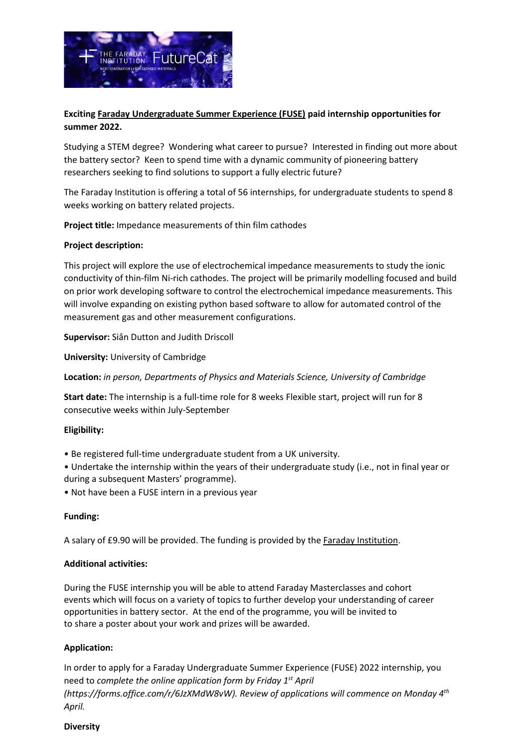**Exciting Faraday Undergraduate Summer Experience (FUSE) paid internship opportunities for summer 2022.**

Studying a STEM degree? Wondering what career to pursue? Interested in finding out more about the battery sector? Keen to spend time with a dynamic community of pioneering battery researchers seeking to find solutions to support a fully electric future?

The Faraday Institution is offering a total of 56 internships, for undergraduate students to spend 8 weeks working on battery related projects.

**Project title:** Impedance measurements of thin film cathodes

**Project description:**

This project will explore the use of electrochemical impedance measurements to study the ionic conductivity of thin-film Ni-rich cathodes. The project will be primarily modelling focused and build on prior work developing software to control the electrochemical impedance measurements. This will involve expanding on existing python based software to allow for automated control of the measurement gas and other measurement configurations.

**Supervisor:** Siân Dutton and Judith Driscoll

**University:** University of Cambridge

**Location:** *in person, Departments of Physics and Materials Science, University of Cambridge*

**Start date:** The internship is a full-time role for 8 weeks Flexible start, project will run for 8 consecutive weeks within July-September

**Eligibility:**

- Be registered full-time undergraduate student from a UK university.
- Undertake the internship within the years of their undergraduate study (i.e., not in final year or during a subsequent Masters' programme).
- Not have been a FUSE intern in a previous year

**Funding:**

A salary of £9.90 will be provided. The funding is provided by the Faraday Institution.

**Additional activities:**

During the FUSE internship you will be able to attend Faraday Masterclasses and cohort events which will focus on a variety of topics to further develop your understanding of career opportunities in battery sector. At the end of the programme, you will be invited to to share a poster about your work and prizes will be awarded.

**Application:**

In order to apply for a Faraday Undergraduate Summer Experience (FUSE) 2022 internship, you need to *complete the online application form by Friday 1st April (https://forms.office.com/r/6JzXMdW8vW). Review of applications will commence on Monday 4th April.*

**Diversity**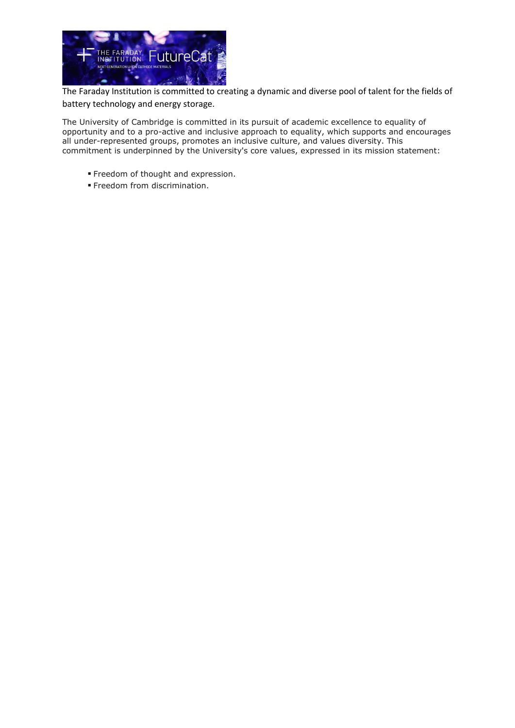The Faraday Institution is committed to creating a dynamic and diverse pool of talent for the fields of battery technology and energy storage.

The University of Cambridge is committed in its pursuit of academic excellence to equality of opportunity and to a pro-active and inclusive approach to equality, which supports and encourages all under-represented groups, promotes an inclusive culture, and values diversity. This commitment is underpinned by the University's core values, expressed in its mission statement:

- Freedom of thought and expression.
- Freedom from discrimination.